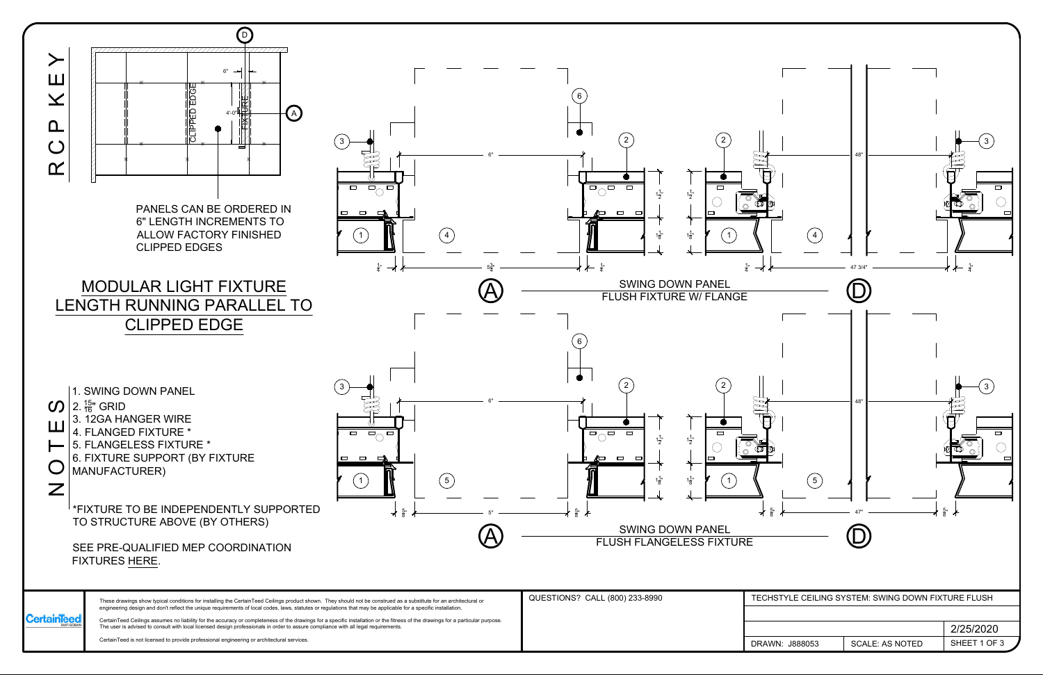## RCP KEY

PANELS CAN BE ORDERED IN 6" LENGTH INCREMENTS TO ALLOW FACTORY FINISHED CLIPPED EDGES

## MODULAR LIGHT FIXTURE LENGTH RUNNING PARALLEL TO CLIPPED EDGE

## NOTES

1. SWING DOWN PANEL
2. $\frac{15}{16}$" GRID
3. 12GA HANGER WIRE
4. FLANGED FIXTURE *
5. FLANGELESS FIXTURE *
6. FIXTURE SUPPORT (BY FIXTURE MANUFACTURER)

*FIXTURE TO BE INDEPENDENTLY SUPPORTED TO STRUCTURE ABOVE (BY OTHERS)

SEE PRE-QUALIFIED MEP COORDINATION FIXTURES HERE.

**A / D** SWING DOWN PANEL FLUSH FIXTURE W/ FLANGE

**A / D** SWING DOWN PANEL FLUSH FLANGELESS FIXTURE

These drawings show typical conditions for installing the CertainTeed Ceilings product shown. They should not be construed as a substitute for an architectural or engineering design and don't reflect the unique requirements of local codes, laws, statutes or regulations that may be applicable for a specific installation.

CertainTeed Ceilings assumes no liability for the accuracy or completeness of the drawings for a specific installation or the fitness of the drawings for a particular purpose. The user is advised to consult with local licensed design professionals in order to assure compliance with all legal requirements.

CertainTeed is not licensed to provide professional engineering or architectural services.

QUESTIONS? CALL (800) 233-8990

| TECHSTYLE CEILING SYSTEM: SWING DOWN FIXTURE FLUSH | | |
|---|---|---|
| | | 2/25/2020 |
| DRAWN: J888053 | SCALE: AS NOTED | SHEET 1 OF 3 |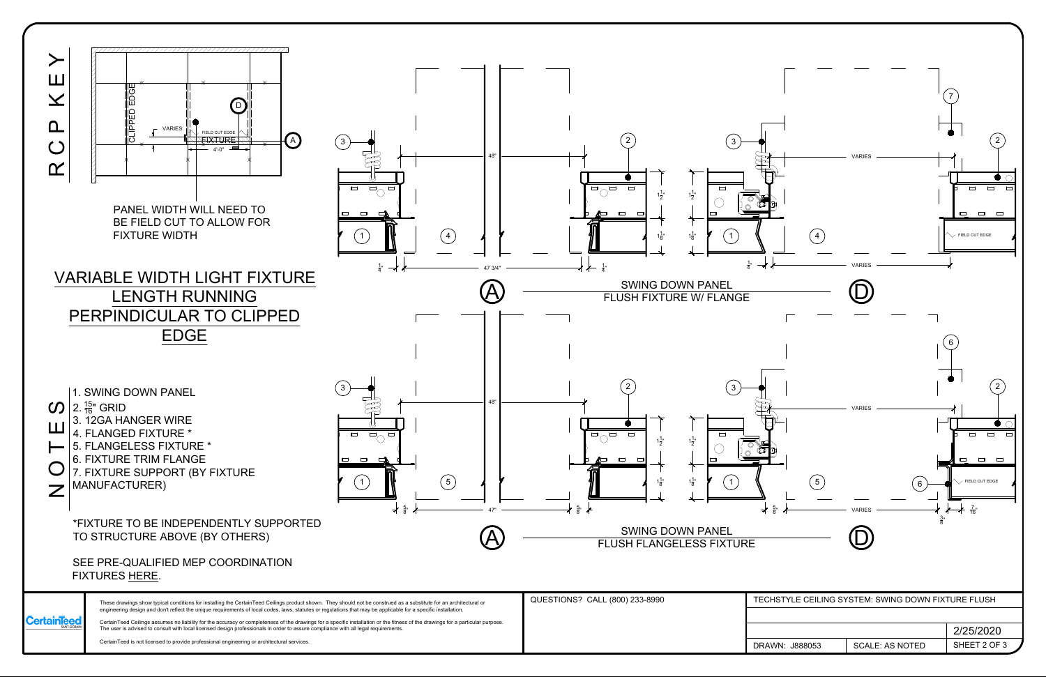# RCP KEY

CLIPPED EDGE

VARIES

FIELD CUT EDGE

FIXTURE

4'-0"

D

A

PANEL WIDTH WILL NEED TO BE FIELD CUT TO ALLOW FOR FIXTURE WIDTH

## VARIABLE WIDTH LIGHT FIXTURE LENGTH RUNNING PERPINDICULAR TO CLIPPED EDGE

# NOTES

1. SWING DOWN PANEL
2. $\frac{15}{16}$" GRID
3. 12GA HANGER WIRE
4. FLANGED FIXTURE *
5. FLANGELESS FIXTURE *
6. FIXTURE TRIM FLANGE
7. FIXTURE SUPPORT (BY FIXTURE MANUFACTURER)

*FIXTURE TO BE INDEPENDENTLY SUPPORTED TO STRUCTURE ABOVE (BY OTHERS)

SEE PRE-QUALIFIED MEP COORDINATION FIXTURES HERE.

48"

47 3/4"

$\frac{1}{4}$"

$1\frac{1}{2}$"

$1\frac{1}{8}$"

VARIES

FIELD CUT EDGE

A — SWING DOWN PANEL FLUSH FIXTURE W/ FLANGE — D

48"

47"

$\frac{5}{8}$"

$\frac{3}{8}$"

$\frac{7}{16}$"

A — SWING DOWN PANEL FLUSH FLANGELESS FIXTURE — D

CertainTeed SAINT-GOBAIN

These drawings show typical conditions for installing the CertainTeed Ceilings product shown. They should not be construed as a substitute for an architectural or engineering design and don't reflect the unique requirements of local codes, laws, statutes or regulations that may be applicable for a specific installation.

CertainTeed Ceilings assumes no liability for the accuracy or completeness of the drawings for a specific installation or the fitness of the drawings for a particular purpose. The user is advised to consult with local licensed design professionals in order to assure compliance with all legal requirements.

CertainTeed is not licensed to provide professional engineering or architectural services.

QUESTIONS? CALL (800) 233-8990

TECHSTYLE CEILING SYSTEM: SWING DOWN FIXTURE FLUSH

2/25/2020

DRAWN: J888053 | SCALE: AS NOTED | SHEET 2 OF 3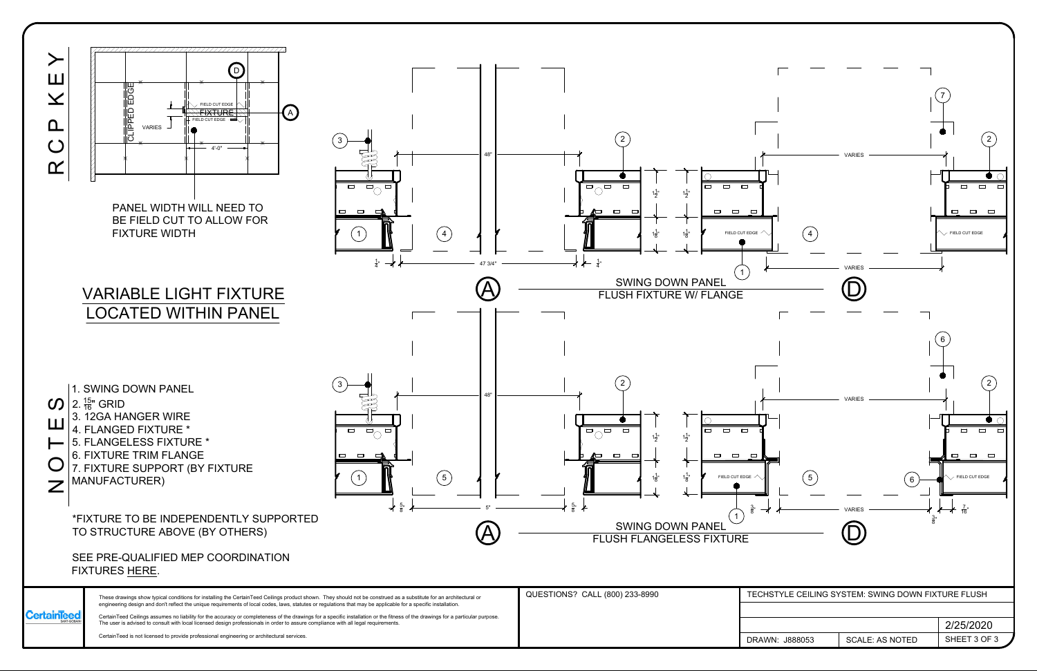# RCP KEY

CLIPPED EDGE

FIELD CUT EDGE

FIXTURE

FIELD CUT EDGE

VARIES

4'-0"

D

A

PANEL WIDTH WILL NEED TO BE FIELD CUT TO ALLOW FOR FIXTURE WIDTH

## VARIABLE LIGHT FIXTURE LOCATED WITHIN PANEL

# NOTES

1. SWING DOWN PANEL
2. $\frac{15}{16}$" GRID
3. 12GA HANGER WIRE
4. FLANGED FIXTURE *
5. FLANGELESS FIXTURE *
6. FIXTURE TRIM FLANGE
7. FIXTURE SUPPORT (BY FIXTURE MANUFACTURER)

*FIXTURE TO BE INDEPENDENTLY SUPPORTED TO STRUCTURE ABOVE (BY OTHERS)

SEE PRE-QUALIFIED MEP COORDINATION FIXTURES HERE.

48"

$\frac{1}{4}$"

47 3/4"

$\frac{1}{4}$"

$1\frac{1}{2}$"

$1\frac{1}{2}$"

$1\frac{1}{8}$"

$1\frac{1}{8}$"

FIELD CUT EDGE

VARIES

VARIES

FIELD CUT EDGE

A — SWING DOWN PANEL FLUSH FIXTURE W/ FLANGE — D

48"

$\frac{5}{8}$"

5"

$\frac{5}{8}$"

$1\frac{1}{2}$"

$1\frac{1}{2}$"

$1\frac{1}{8}$"

$1\frac{1}{8}$"

FIELD CUT EDGE

$\frac{3}{8}$"

VARIES

VARIES

FIELD CUT EDGE

$\frac{3}{8}$"

$\frac{7}{16}$"

A — SWING DOWN PANEL FLUSH FLANGELESS FIXTURE — D

CertainTeed SAINT-GOBAIN

These drawings show typical conditions for installing the CertainTeed Ceilings product shown. They should not be construed as a substitute for an architectural or engineering design and don't reflect the unique requirements of local codes, laws, statutes or regulations that may be applicable for a specific installation.

CertainTeed Ceilings assumes no liability for the accuracy or completeness of the drawings for a specific installation or the fitness of the drawings for a particular purpose. The user is advised to consult with local licensed design professionals in order to assure compliance with all legal requirements.

CertainTeed is not licensed to provide professional engineering or architectural services.

QUESTIONS? CALL (800) 233-8990

TECHSTYLE CEILING SYSTEM: SWING DOWN FIXTURE FLUSH

2/25/2020

DRAWN: J888053 | SCALE: AS NOTED | SHEET 3 OF 3